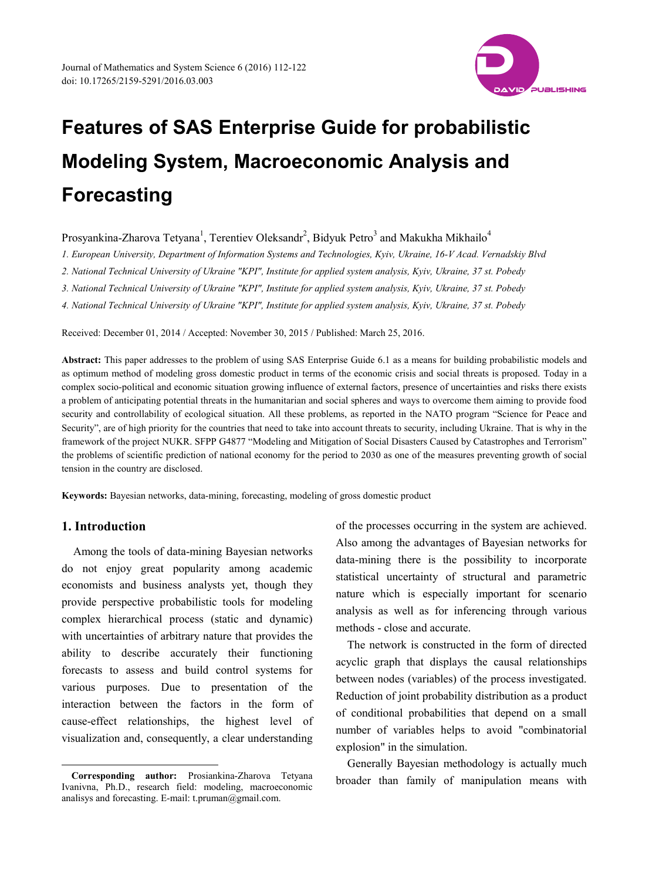# Features of SAS Enterprise Guide for probabilistic Modeling System, Macroeconomic Analysis and Forecasting

Prosyankina-Zharova Tetyana[1], Terentiev Oleksandr[2], Bidyuk Petro[3] and Makukha Mikhailo[4]

*1. European University, Department of Information Systems and Technologies, Kyiv, Ukraine, 16-V Acad. Vernadskiy Blvd*

*2. National Technical University of Ukraine "KPI", Institute for applied system analysis, Kyiv, Ukraine, 37 st. Pobedy*

*3. National Technical University of Ukraine "KPI", Institute for applied system analysis, Kyiv, Ukraine, 37 st. Pobedy*

*4. National Technical University of Ukraine "KPI", Institute for applied system analysis, Kyiv, Ukraine, 37 st. Pobedy*

Received: December 01, 2014 / Accepted: November 30, 2015 / Published: March 25, 2016.

**Abstract:** This paper addresses to the problem of using SAS Enterprise Guide 6.1 as a means for building probabilistic models and as optimum method of modeling gross domestic product in terms of the economic crisis and social threats is proposed. Today in a complex socio-political and economic situation growing influence of external factors, presence of uncertainties and risks there exists a problem of anticipating potential threats in the humanitarian and social spheres and ways to overcome them aiming to provide food security and controllability of ecological situation. All these problems, as reported in the NATO program "Science for Peace and Security", are of high priority for the countries that need to take into account threats to security, including Ukraine. That is why in the framework of the project NUKR. SFPP G4877 "Modeling and Mitigation of Social Disasters Caused by Catastrophes and Terrorism" the problems of scientific prediction of national economy for the period to 2030 as one of the measures preventing growth of social tension in the country are disclosed.

**Keywords:** Bayesian networks, data-mining, forecasting, modeling of gross domestic product

## 1. Introduction

Among the tools of data-mining Bayesian networks do not enjoy great popularity among academic economists and business analysts yet, though they provide perspective probabilistic tools for modeling complex hierarchical process (static and dynamic) with uncertainties of arbitrary nature that provides the ability to describe accurately their functioning forecasts to assess and build control systems for various purposes. Due to presentation of the interaction between the factors in the form of cause-effect relationships, the highest level of visualization and, consequently, a clear understanding of the processes occurring in the system are achieved. Also among the advantages of Bayesian networks for data-mining there is the possibility to incorporate statistical uncertainty of structural and parametric nature which is especially important for scenario analysis as well as for inferencing through various methods - close and accurate.

The network is constructed in the form of directed acyclic graph that displays the causal relationships between nodes (variables) of the process investigated. Reduction of joint probability distribution as a product of conditional probabilities that depend on a small number of variables helps to avoid "combinatorial explosion" in the simulation.

Generally Bayesian methodology is actually much broader than family of manipulation means with

---

**Corresponding author:** Prosiankina-Zharova Tetyana Ivanivna, Ph.D., research field: modeling, macroeconomic analisys and forecasting. E-mail: t.pruman@gmail.com.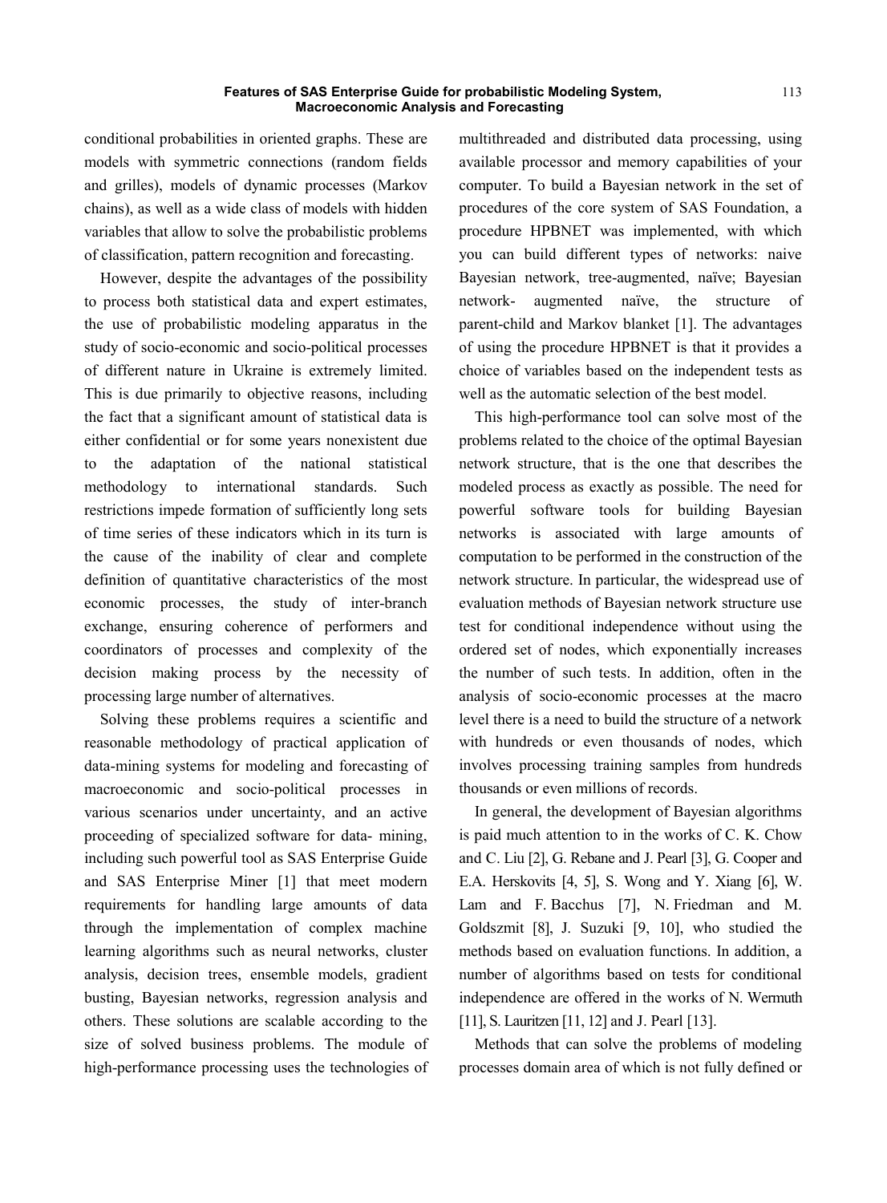conditional probabilities in oriented graphs. These are models with symmetric connections (random fields and grilles), models of dynamic processes (Markov chains), as well as a wide class of models with hidden variables that allow to solve the probabilistic problems of classification, pattern recognition and forecasting.

However, despite the advantages of the possibility to process both statistical data and expert estimates, the use of probabilistic modeling apparatus in the study of socio-economic and socio-political processes of different nature in Ukraine is extremely limited. This is due primarily to objective reasons, including the fact that a significant amount of statistical data is either confidential or for some years nonexistent due to the adaptation of the national statistical methodology to international standards. Such restrictions impede formation of sufficiently long sets of time series of these indicators which in its turn is the cause of the inability of clear and complete definition of quantitative characteristics of the most economic processes, the study of inter-branch exchange, ensuring coherence of performers and coordinators of processes and complexity of the decision making process by the necessity of processing large number of alternatives.

Solving these problems requires a scientific and reasonable methodology of practical application of data-mining systems for modeling and forecasting of macroeconomic and socio-political processes in various scenarios under uncertainty, and an active proceeding of specialized software for data- mining, including such powerful tool as SAS Enterprise Guide and SAS Enterprise Miner [1] that meet modern requirements for handling large amounts of data through the implementation of complex machine learning algorithms such as neural networks, cluster analysis, decision trees, ensemble models, gradient busting, Bayesian networks, regression analysis and others. These solutions are scalable according to the size of solved business problems. The module of high-performance processing uses the technologies of multithreaded and distributed data processing, using available processor and memory capabilities of your computer. To build a Bayesian network in the set of procedures of the core system of SAS Foundation, a procedure HPBNET was implemented, with which you can build different types of networks: naive Bayesian network, tree-augmented, naïve; Bayesian network- augmented naïve, the structure of parent-child and Markov blanket [1]. The advantages of using the procedure HPBNET is that it provides a choice of variables based on the independent tests as well as the automatic selection of the best model.

This high-performance tool can solve most of the problems related to the choice of the optimal Bayesian network structure, that is the one that describes the modeled process as exactly as possible. The need for powerful software tools for building Bayesian networks is associated with large amounts of computation to be performed in the construction of the network structure. In particular, the widespread use of evaluation methods of Bayesian network structure use test for conditional independence without using the ordered set of nodes, which exponentially increases the number of such tests. In addition, often in the analysis of socio-economic processes at the macro level there is a need to build the structure of a network with hundreds or even thousands of nodes, which involves processing training samples from hundreds thousands or even millions of records.

In general, the development of Bayesian algorithms is paid much attention to in the works of C. K. Chow and C. Liu [2], G. Rebane and J. Pearl [3], G. Cooper and E.A. Herskovits [4, 5], S. Wong and Y. Xiang [6], W. Lam and F. Bacchus [7], N. Friedman and M. Goldszmit [8], J. Suzuki [9, 10], who studied the methods based on evaluation functions. In addition, a number of algorithms based on tests for conditional independence are offered in the works of N. Wermuth [11], S. Lauritzen [11, 12] and J. Pearl [13].

Methods that can solve the problems of modeling processes domain area of which is not fully defined or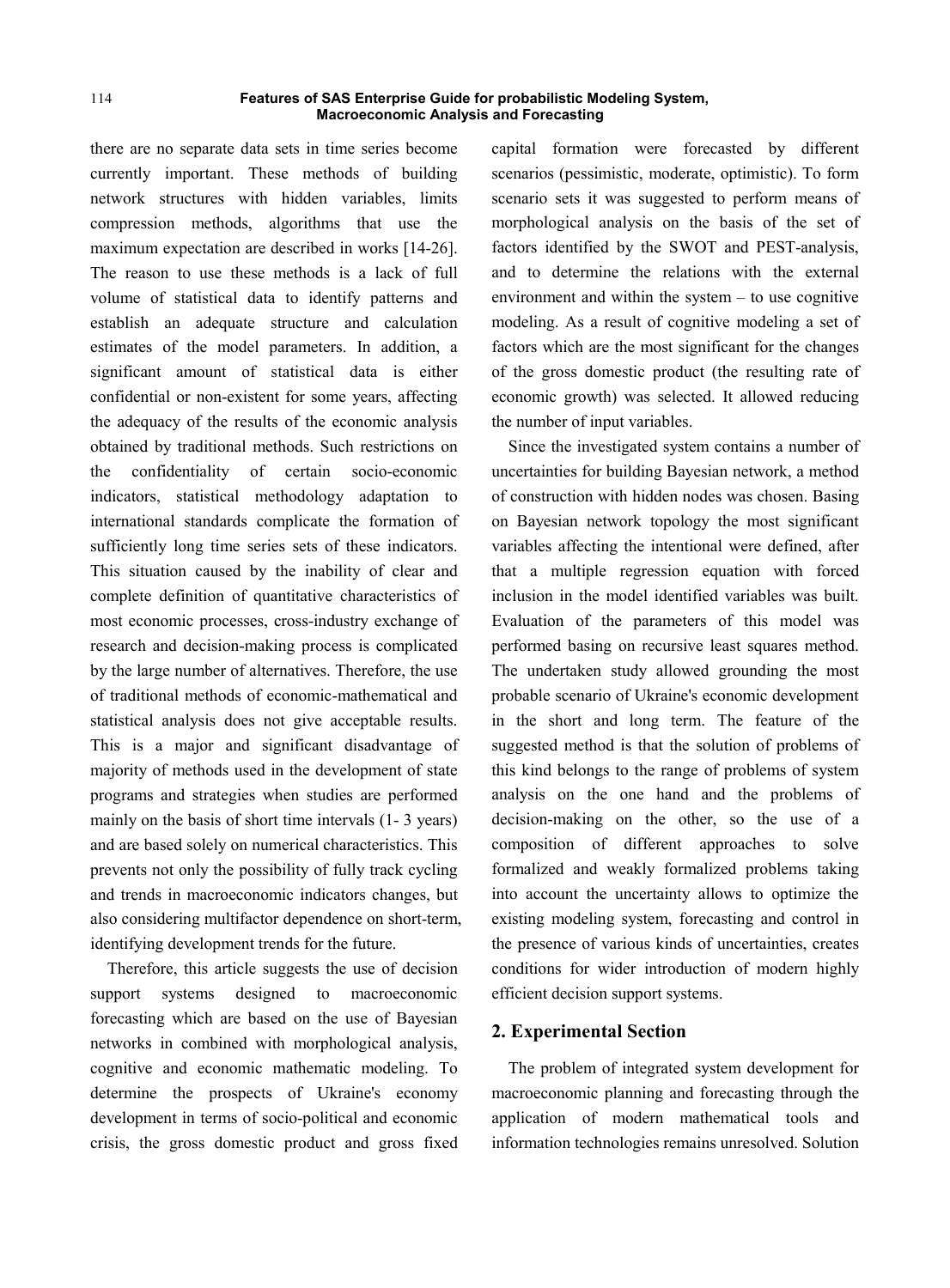there are no separate data sets in time series become currently important. These methods of building network structures with hidden variables, limits compression methods, algorithms that use the maximum expectation are described in works [14-26]. The reason to use these methods is a lack of full volume of statistical data to identify patterns and establish an adequate structure and calculation estimates of the model parameters. In addition, a significant amount of statistical data is either confidential or non-existent for some years, affecting the adequacy of the results of the economic analysis obtained by traditional methods. Such restrictions on the confidentiality of certain socio-economic indicators, statistical methodology adaptation to international standards complicate the formation of sufficiently long time series sets of these indicators. This situation caused by the inability of clear and complete definition of quantitative characteristics of most economic processes, cross-industry exchange of research and decision-making process is complicated by the large number of alternatives. Therefore, the use of traditional methods of economic-mathematical and statistical analysis does not give acceptable results. This is a major and significant disadvantage of majority of methods used in the development of state programs and strategies when studies are performed mainly on the basis of short time intervals (1- 3 years) and are based solely on numerical characteristics. This prevents not only the possibility of fully track cycling and trends in macroeconomic indicators changes, but also considering multifactor dependence on short-term, identifying development trends for the future.

Therefore, this article suggests the use of decision support systems designed to macroeconomic forecasting which are based on the use of Bayesian networks in combined with morphological analysis, cognitive and economic mathematic modeling. To determine the prospects of Ukraine's economy development in terms of socio-political and economic crisis, the gross domestic product and gross fixed capital formation were forecasted by different scenarios (pessimistic, moderate, optimistic). To form scenario sets it was suggested to perform means of morphological analysis on the basis of the set of factors identified by the SWOT and PEST-analysis, and to determine the relations with the external environment and within the system – to use cognitive modeling. As a result of cognitive modeling a set of factors which are the most significant for the changes of the gross domestic product (the resulting rate of economic growth) was selected. It allowed reducing the number of input variables.

Since the investigated system contains a number of uncertainties for building Bayesian network, a method of construction with hidden nodes was chosen. Basing on Bayesian network topology the most significant variables affecting the intentional were defined, after that a multiple regression equation with forced inclusion in the model identified variables was built. Evaluation of the parameters of this model was performed basing on recursive least squares method. The undertaken study allowed grounding the most probable scenario of Ukraine's economic development in the short and long term. The feature of the suggested method is that the solution of problems of this kind belongs to the range of problems of system analysis on the one hand and the problems of decision-making on the other, so the use of a composition of different approaches to solve formalized and weakly formalized problems taking into account the uncertainty allows to optimize the existing modeling system, forecasting and control in the presence of various kinds of uncertainties, creates conditions for wider introduction of modern highly efficient decision support systems.

## 2. Experimental Section

The problem of integrated system development for macroeconomic planning and forecasting through the application of modern mathematical tools and information technologies remains unresolved. Solution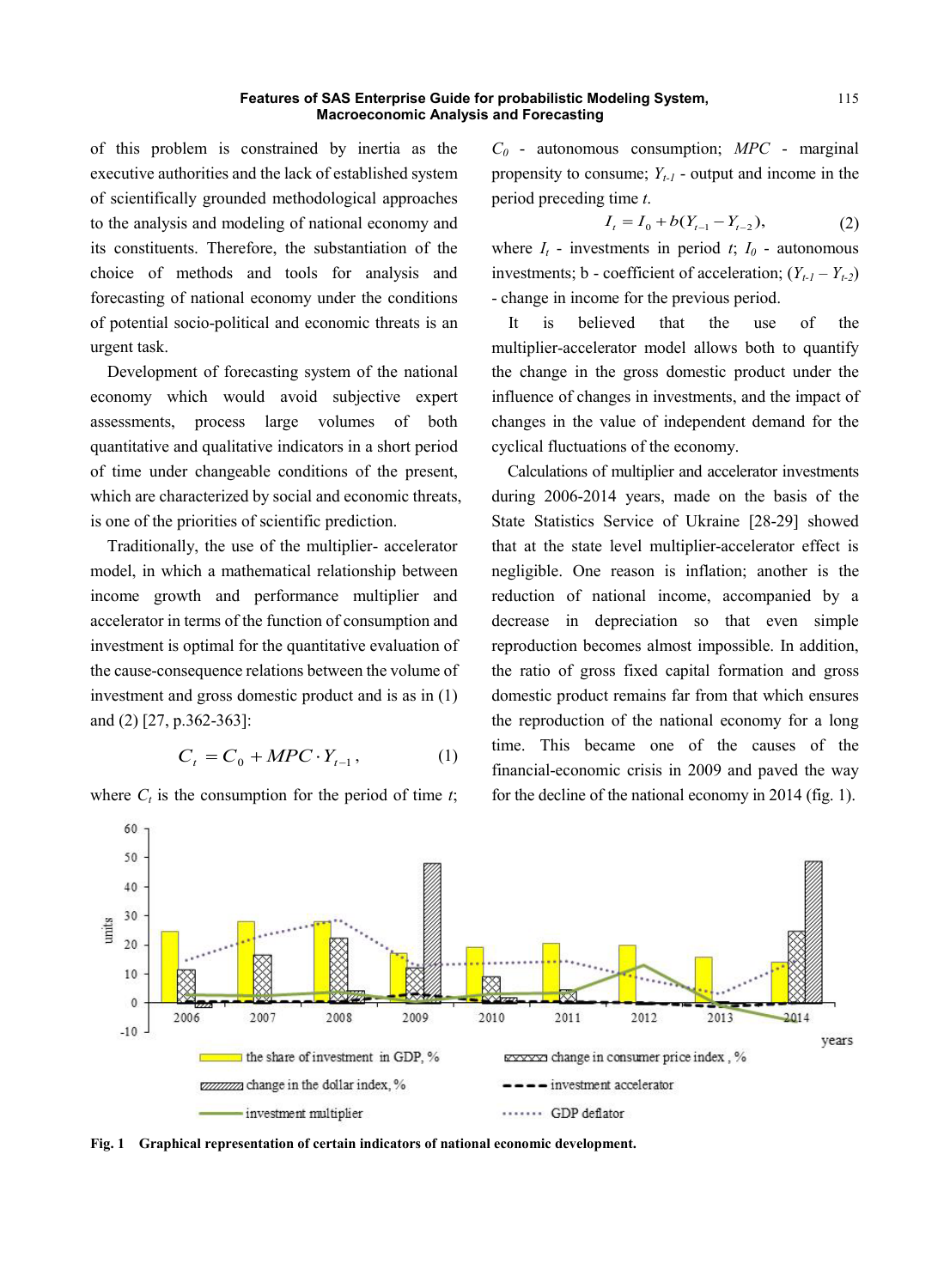of this problem is constrained by inertia as the executive authorities and the lack of established system of scientifically grounded methodological approaches to the analysis and modeling of national economy and its constituents. Therefore, the substantiation of the choice of methods and tools for analysis and forecasting of national economy under the conditions of potential socio-political and economic threats is an urgent task.

Development of forecasting system of the national economy which would avoid subjective expert assessments, process large volumes of both quantitative and qualitative indicators in a short period of time under changeable conditions of the present, which are characterized by social and economic threats, is one of the priorities of scientific prediction.

Traditionally, the use of the multiplier- accelerator model, in which a mathematical relationship between income growth and performance multiplier and accelerator in terms of the function of consumption and investment is optimal for the quantitative evaluation of the cause-consequence relations between the volume of investment and gross domestic product and is as in (1) and (2) [27, p.362-363]:

$$C_t = C_0 + MPC \cdot Y_{t-1}, \quad (1)$$

where $C_t$ is the consumption for the period of time $t$; $C_0$ - autonomous consumption; $MPC$ - marginal propensity to consume; $Y_{t-1}$ - output and income in the period preceding time $t$.

$$I_t = I_0 + b(Y_{t-1} - Y_{t-2}), \quad (2)$$

where $I_t$ - investments in period $t$; $I_0$ - autonomous investments; b - coefficient of acceleration; $(Y_{t-1} - Y_{t-2})$ - change in income for the previous period.

It is believed that the use of the multiplier-accelerator model allows both to quantify the change in the gross domestic product under the influence of changes in investments, and the impact of changes in the value of independent demand for the cyclical fluctuations of the economy.

Calculations of multiplier and accelerator investments during 2006-2014 years, made on the basis of the State Statistics Service of Ukraine [28-29] showed that at the state level multiplier-accelerator effect is negligible. One reason is inflation; another is the reduction of national income, accompanied by a decrease in depreciation so that even simple reproduction becomes almost impossible. In addition, the ratio of gross fixed capital formation and gross domestic product remains far from that which ensures the reproduction of the national economy for a long time. This became one of the causes of the financial-economic crisis in 2009 and paved the way for the decline of the national economy in 2014 (fig. 1).

**Fig. 1 Graphical representation of certain indicators of national economic development.**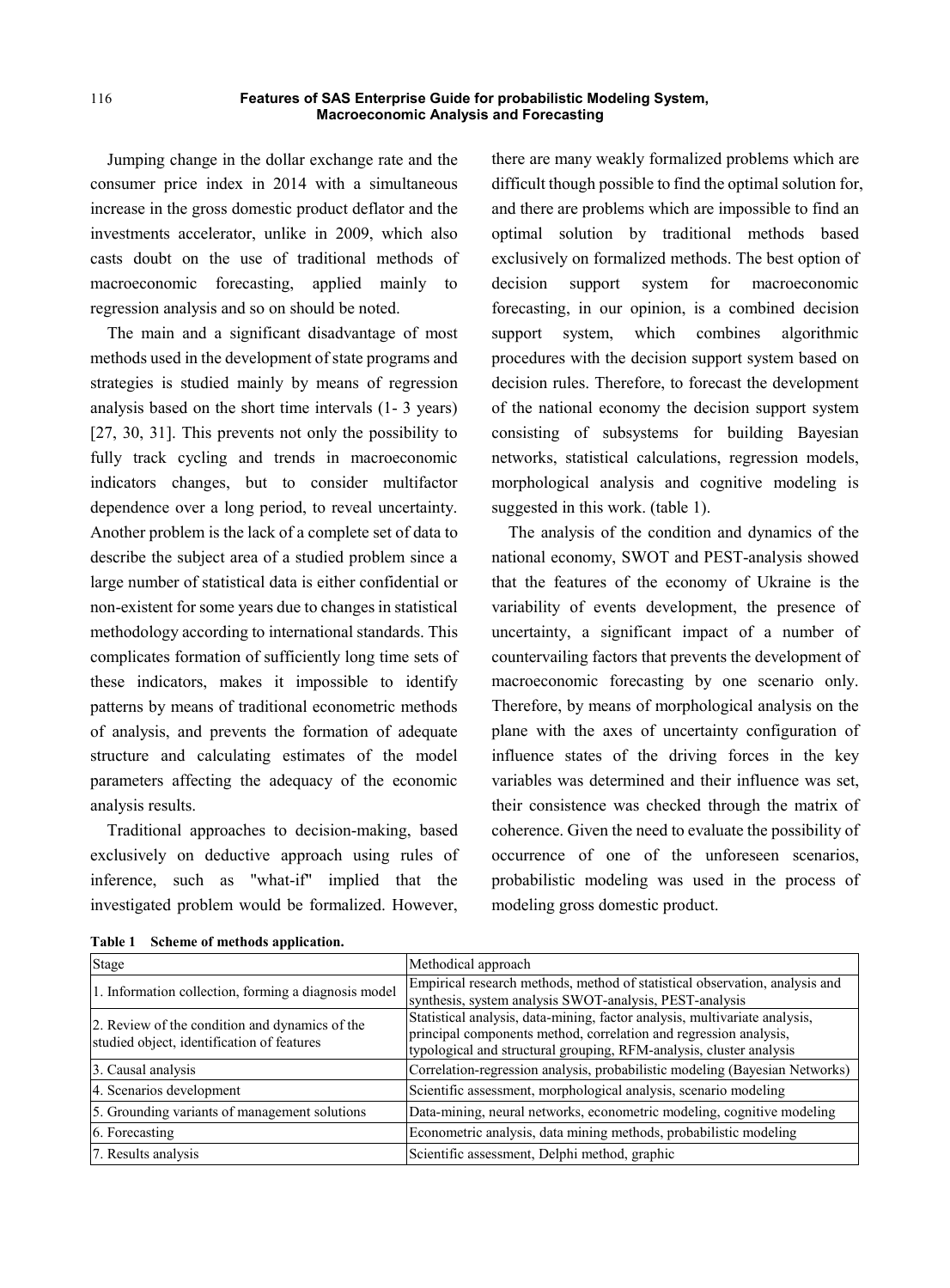Jumping change in the dollar exchange rate and the consumer price index in 2014 with a simultaneous increase in the gross domestic product deflator and the investments accelerator, unlike in 2009, which also casts doubt on the use of traditional methods of macroeconomic forecasting, applied mainly to regression analysis and so on should be noted.

The main and a significant disadvantage of most methods used in the development of state programs and strategies is studied mainly by means of regression analysis based on the short time intervals (1- 3 years) [27, 30, 31]. This prevents not only the possibility to fully track cycling and trends in macroeconomic indicators changes, but to consider multifactor dependence over a long period, to reveal uncertainty. Another problem is the lack of a complete set of data to describe the subject area of a studied problem since a large number of statistical data is either confidential or non-existent for some years due to changes in statistical methodology according to international standards. This complicates formation of sufficiently long time sets of these indicators, makes it impossible to identify patterns by means of traditional econometric methods of analysis, and prevents the formation of adequate structure and calculating estimates of the model parameters affecting the adequacy of the economic analysis results.

Traditional approaches to decision-making, based exclusively on deductive approach using rules of inference, such as "what-if" implied that the investigated problem would be formalized. However, there are many weakly formalized problems which are difficult though possible to find the optimal solution for, and there are problems which are impossible to find an optimal solution by traditional methods based exclusively on formalized methods. The best option of decision support system for macroeconomic forecasting, in our opinion, is a combined decision support system, which combines algorithmic procedures with the decision support system based on decision rules. Therefore, to forecast the development of the national economy the decision support system consisting of subsystems for building Bayesian networks, statistical calculations, regression models, morphological analysis and cognitive modeling is suggested in this work. (table 1).

The analysis of the condition and dynamics of the national economy, SWOT and PEST-analysis showed that the features of the economy of Ukraine is the variability of events development, the presence of uncertainty, a significant impact of a number of countervailing factors that prevents the development of macroeconomic forecasting by one scenario only. Therefore, by means of morphological analysis on the plane with the axes of uncertainty configuration of influence states of the driving forces in the key variables was determined and their influence was set, their consistence was checked through the matrix of coherence. Given the need to evaluate the possibility of occurrence of one of the unforeseen scenarios, probabilistic modeling was used in the process of modeling gross domestic product.

**Table 1 Scheme of methods application.**

| Stage | Methodical approach |
|---|---|
| 1. Information collection, forming a diagnosis model | Empirical research methods, method of statistical observation, analysis and synthesis, system analysis SWOT-analysis, PEST-analysis |
| 2. Review of the condition and dynamics of the studied object, identification of features | Statistical analysis, data-mining, factor analysis, multivariate analysis, principal components method, correlation and regression analysis, typological and structural grouping, RFM-analysis, cluster analysis |
| 3. Causal analysis | Correlation-regression analysis, probabilistic modeling (Bayesian Networks) |
| 4. Scenarios development | Scientific assessment, morphological analysis, scenario modeling |
| 5. Grounding variants of management solutions | Data-mining, neural networks, econometric modeling, cognitive modeling |
| 6. Forecasting | Econometric analysis, data mining methods, probabilistic modeling |
| 7. Results analysis | Scientific assessment, Delphi method, graphic |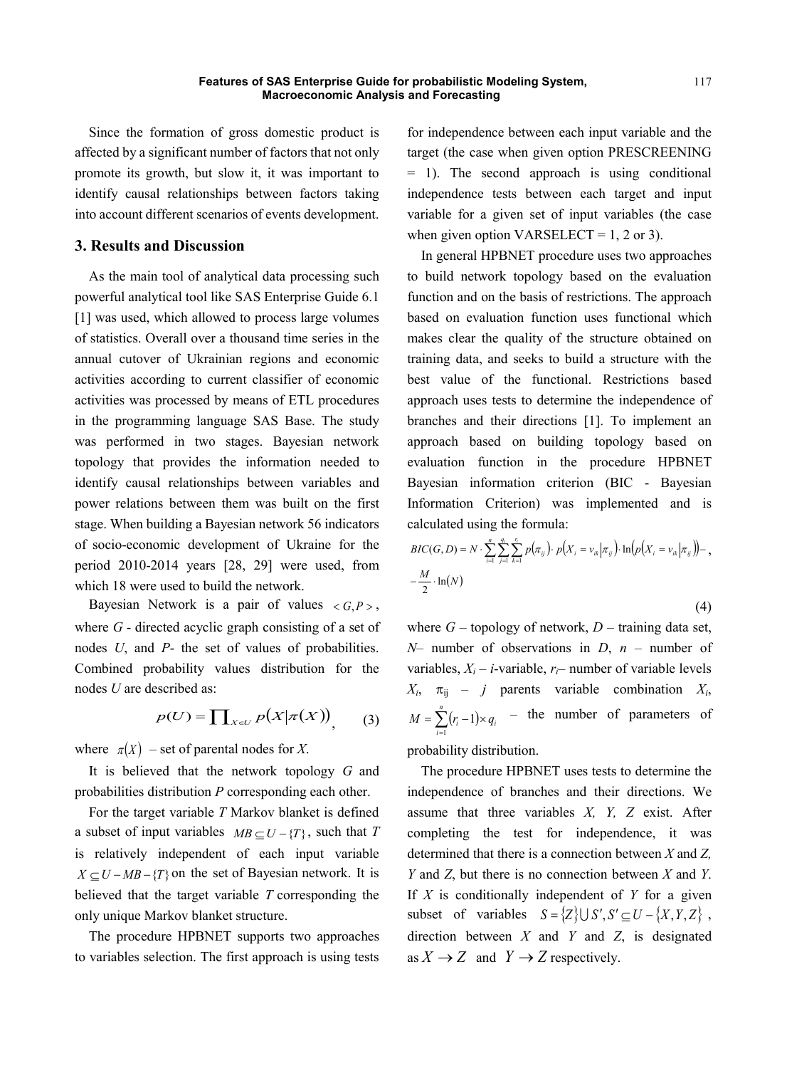Since the formation of gross domestic product is affected by a significant number of factors that not only promote its growth, but slow it, it was important to identify causal relationships between factors taking into account different scenarios of events development.

## 3. Results and Discussion

As the main tool of analytical data processing such powerful analytical tool like SAS Enterprise Guide 6.1 [1] was used, which allowed to process large volumes of statistics. Overall over a thousand time series in the annual cutover of Ukrainian regions and economic activities according to current classifier of economic activities was processed by means of ETL procedures in the programming language SAS Base. The study was performed in two stages. Bayesian network topology that provides the information needed to identify causal relationships between variables and power relations between them was built on the first stage. When building a Bayesian network 56 indicators of socio-economic development of Ukraine for the period 2010-2014 years [28, 29] were used, from which 18 were used to build the network.

Bayesian Network is a pair of values $< G, P >$, where *G* - directed acyclic graph consisting of a set of nodes *U*, and *P*- the set of values of probabilities. Combined probability values distribution for the nodes *U* are described as:

$$p(U) = \prod_{X \in U} p\left(X \middle| \pi(X)\right), \qquad (3)$$

where $\pi(X)$ – set of parental nodes for *X*.

It is believed that the network topology *G* and probabilities distribution *P* corresponding each other.

For the target variable *T* Markov blanket is defined a subset of input variables $MB \subseteq U - \{T\}$, such that *T* is relatively independent of each input variable $X \subseteq U - MB - \{T\}$ on the set of Bayesian network. It is believed that the target variable *T* corresponding the only unique Markov blanket structure.

The procedure HPBNET supports two approaches to variables selection. The first approach is using tests for independence between each input variable and the target (the case when given option PRESCREENING = 1). The second approach is using conditional independence tests between each target and input variable for a given set of input variables (the case when given option VARSELECT = 1, 2 or 3).

In general HPBNET procedure uses two approaches to build network topology based on the evaluation function and on the basis of restrictions. The approach based on evaluation function uses functional which makes clear the quality of the structure obtained on training data, and seeks to build a structure with the best value of the functional. Restrictions based approach uses tests to determine the independence of branches and their directions [1]. To implement an approach based on building topology based on evaluation function in the procedure HPBNET Bayesian information criterion (BIC - Bayesian Information Criterion) was implemented and is calculated using the formula:

$$BIC(G, D) = N \cdot \sum_{i=1}^{n} \sum_{j=1}^{q_i} \sum_{k=1}^{r_i} p(\pi_{ij}) \cdot p\left(X_i = v_{ik} \middle| \pi_{ij}\right) \cdot \ln\left(p\left(X_i = v_{ik} \middle| \pi_{ij}\right)\right) - \frac{M}{2} \cdot \ln(N) \qquad (4)$$

where *G* – topology of network, *D* – training data set, *N*– number of observations in *D*, *n* – number of variables, $X_i$ – *i*-variable, $r_i$– number of variable levels $X_i$, $\pi_{ij}$ – *j* parents variable combination $X_i$, $M = \sum_{i=1}^{n} (r_i - 1) \times q_i$ – the number of parameters of probability distribution.

The procedure HPBNET uses tests to determine the independence of branches and their directions. We assume that three variables *X, Y, Z* exist. After completing the test for independence, it was determined that there is a connection between *X* and *Z, Y* and *Z*, but there is no connection between *X* and *Y*. If *X* is conditionally independent of *Y* for a given subset of variables $S = \{Z\} \cup S', S' \subseteq U - \{X, Y, Z\}$, direction between *X* and *Y* and *Z*, is designated as $X \rightarrow Z$ and $Y \rightarrow Z$ respectively.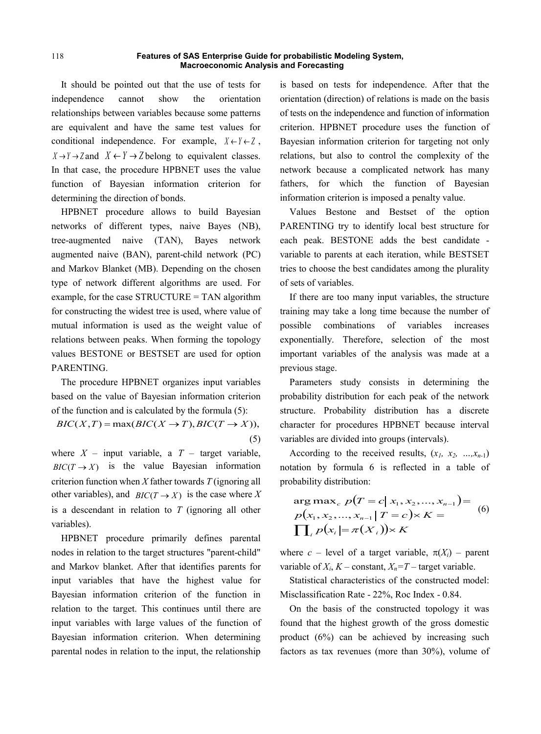It should be pointed out that the use of tests for independence cannot show the orientation relationships between variables because some patterns are equivalent and have the same test values for conditional independence. For example, $X \leftarrow Y \leftarrow Z$, $X \rightarrow Y \rightarrow Z$ and $X \leftarrow Y \rightarrow Z$ belong to equivalent classes. In that case, the procedure HPBNET uses the value function of Bayesian information criterion for determining the direction of bonds.

HPBNET procedure allows to build Bayesian networks of different types, naive Bayes (NB), tree-augmented naive (TAN), Bayes network augmented naive (BAN), parent-child network (PC) and Markov Blanket (MB). Depending on the chosen type of network different algorithms are used. For example, for the case STRUCTURE = TAN algorithm for constructing the widest tree is used, where value of mutual information is used as the weight value of relations between peaks. When forming the topology values BESTONE or BESTSET are used for option PARENTING.

The procedure HPBNET organizes input variables based on the value of Bayesian information criterion of the function and is calculated by the formula (5):

$$BIC(X,T) = \max(BIC(X \rightarrow T), BIC(T \rightarrow X)), \quad (5)$$

where $X$ – input variable, a $T$ – target variable, $BIC(T \rightarrow X)$ is the value Bayesian information criterion function when $X$ father towards $T$ (ignoring all other variables), and $BIC(T \rightarrow X)$ is the case where $X$ is a descendant in relation to $T$ (ignoring all other variables).

HPBNET procedure primarily defines parental nodes in relation to the target structures "parent-child" and Markov blanket. After that identifies parents for input variables that have the highest value for Bayesian information criterion of the function in relation to the target. This continues until there are input variables with large values of the function of Bayesian information criterion. When determining parental nodes in relation to the input, the relationship is based on tests for independence. After that the orientation (direction) of relations is made on the basis of tests on the independence and function of information criterion. HPBNET procedure uses the function of Bayesian information criterion for targeting not only relations, but also to control the complexity of the network because a complicated network has many fathers, for which the function of Bayesian information criterion is imposed a penalty value.

Values Bestone and Bestset of the option PARENTING try to identify local best structure for each peak. BESTONE adds the best candidate - variable to parents at each iteration, while BESTSET tries to choose the best candidates among the plurality of sets of variables.

If there are too many input variables, the structure training may take a long time because the number of possible combinations of variables increases exponentially. Therefore, selection of the most important variables of the analysis was made at a previous stage.

Parameters study consists in determining the probability distribution for each peak of the network structure. Probability distribution has a discrete character for procedures HPBNET because interval variables are divided into groups (intervals).

According to the received results, $(x_1, x_2, \ldots, x_{n-1})$ notation by formula 6 is reflected in a table of probability distribution:

$$\begin{aligned} &\arg\max_c \, p(T = c \,|\, x_1, x_2, \ldots, x_{n-1}) = \\ &p(x_1, x_2, \ldots, x_{n-1} \,|\, T = c) \times K = \\ &\prod_i p(x_i \,|= \pi(X_i)) \times K \end{aligned} \quad (6)$$

where $c$ – level of a target variable, $\pi(X_i)$ – parent variable of $X_i$, $K$ – constant, $X_n$=$T$ – target variable.

Statistical characteristics of the constructed model: Misclassification Rate - 22%, Roc Index - 0.84.

On the basis of the constructed topology it was found that the highest growth of the gross domestic product (6%) can be achieved by increasing such factors as tax revenues (more than 30%), volume of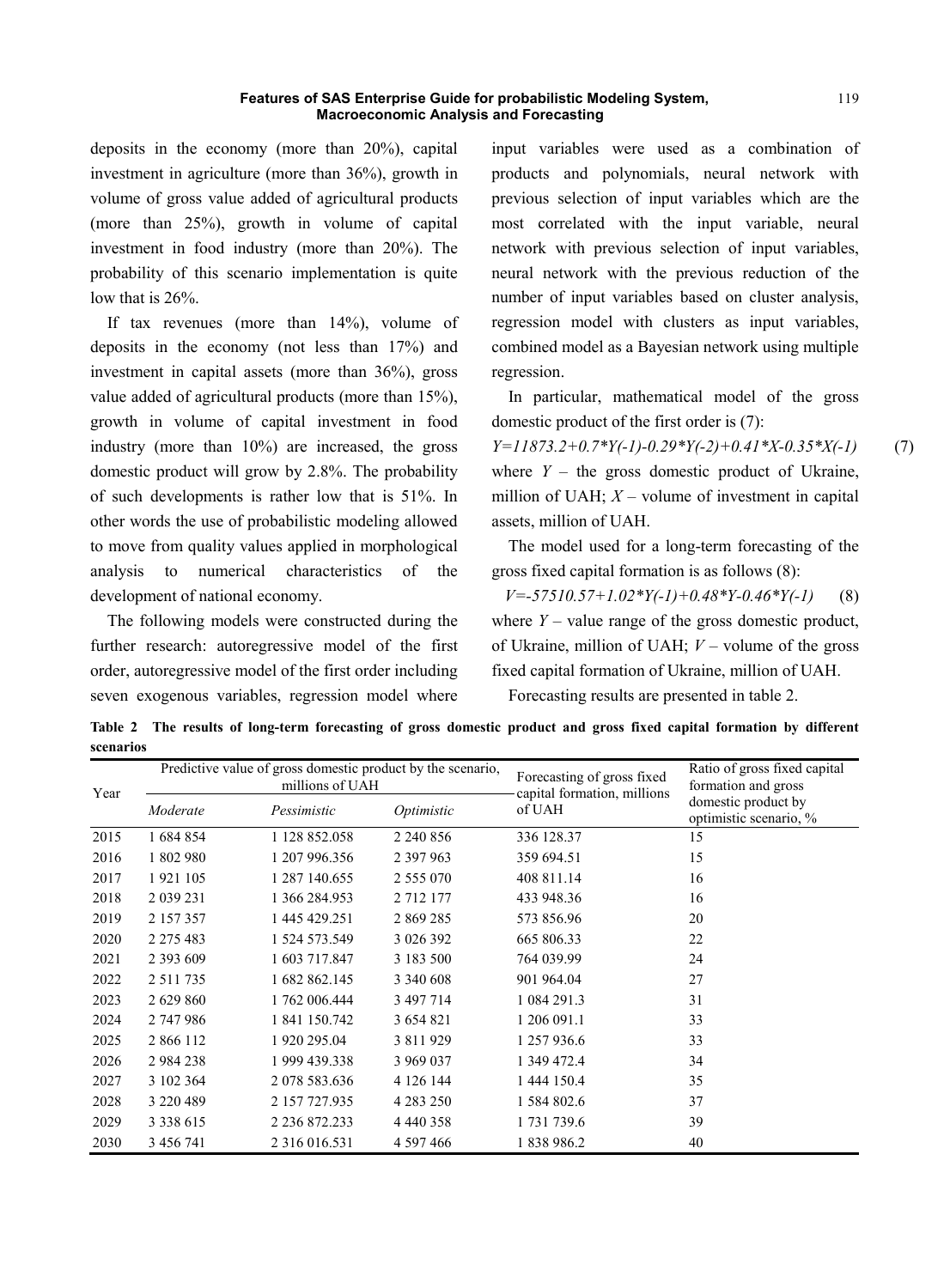deposits in the economy (more than 20%), capital investment in agriculture (more than 36%), growth in volume of gross value added of agricultural products (more than 25%), growth in volume of capital investment in food industry (more than 20%). The probability of this scenario implementation is quite low that is 26%.

If tax revenues (more than 14%), volume of deposits in the economy (not less than 17%) and investment in capital assets (more than 36%), gross value added of agricultural products (more than 15%), growth in volume of capital investment in food industry (more than 10%) are increased, the gross domestic product will grow by 2.8%. The probability of such developments is rather low that is 51%. In other words the use of probabilistic modeling allowed to move from quality values applied in morphological analysis to numerical characteristics of the development of national economy.

The following models were constructed during the further research: autoregressive model of the first order, autoregressive model of the first order including seven exogenous variables, regression model where input variables were used as a combination of products and polynomials, neural network with previous selection of input variables which are the most correlated with the input variable, neural network with previous selection of input variables, neural network with the previous reduction of the number of input variables based on cluster analysis, regression model with clusters as input variables, combined model as a Bayesian network using multiple regression.

In particular, mathematical model of the gross domestic product of the first order is (7):

$$Y=11873.2+0.7*Y(-1)-0.29*Y(-2)+0.41*X-0.35*X(-1) \quad (7)$$

where $Y$ – the gross domestic product of Ukraine, million of UAH; $X$ – volume of investment in capital assets, million of UAH.

The model used for a long-term forecasting of the gross fixed capital formation is as follows (8):

$$V=-57510.57+1.02*Y(-1)+0.48*Y-0.46*Y(-1) \quad (8)$$

where $Y$ – value range of the gross domestic product, of Ukraine, million of UAH; $V$ – volume of the gross fixed capital formation of Ukraine, million of UAH.

Forecasting results are presented in table 2.

**Table 2 The results of long-term forecasting of gross domestic product and gross fixed capital formation by different scenarios**

| Year | Predictive value of gross domestic product by the scenario, millions of UAH | | | Forecasting of gross fixed capital formation, millions of UAH | Ratio of gross fixed capital formation and gross domestic product by optimistic scenario, % |
|---|---|---|---|---|---|
| | *Moderate* | *Pessimistic* | *Optimistic* | | |
| 2015 | 1 684 854 | 1 128 852.058 | 2 240 856 | 336 128.37 | 15 |
| 2016 | 1 802 980 | 1 207 996.356 | 2 397 963 | 359 694.51 | 15 |
| 2017 | 1 921 105 | 1 287 140.655 | 2 555 070 | 408 811.14 | 16 |
| 2018 | 2 039 231 | 1 366 284.953 | 2 712 177 | 433 948.36 | 16 |
| 2019 | 2 157 357 | 1 445 429.251 | 2 869 285 | 573 856.96 | 20 |
| 2020 | 2 275 483 | 1 524 573.549 | 3 026 392 | 665 806.33 | 22 |
| 2021 | 2 393 609 | 1 603 717.847 | 3 183 500 | 764 039.99 | 24 |
| 2022 | 2 511 735 | 1 682 862.145 | 3 340 608 | 901 964.04 | 27 |
| 2023 | 2 629 860 | 1 762 006.444 | 3 497 714 | 1 084 291.3 | 31 |
| 2024 | 2 747 986 | 1 841 150.742 | 3 654 821 | 1 206 091.1 | 33 |
| 2025 | 2 866 112 | 1 920 295.04 | 3 811 929 | 1 257 936.6 | 33 |
| 2026 | 2 984 238 | 1 999 439.338 | 3 969 037 | 1 349 472.4 | 34 |
| 2027 | 3 102 364 | 2 078 583.636 | 4 126 144 | 1 444 150.4 | 35 |
| 2028 | 3 220 489 | 2 157 727.935 | 4 283 250 | 1 584 802.6 | 37 |
| 2029 | 3 338 615 | 2 236 872.233 | 4 440 358 | 1 731 739.6 | 39 |
| 2030 | 3 456 741 | 2 316 016.531 | 4 597 466 | 1 838 986.2 | 40 |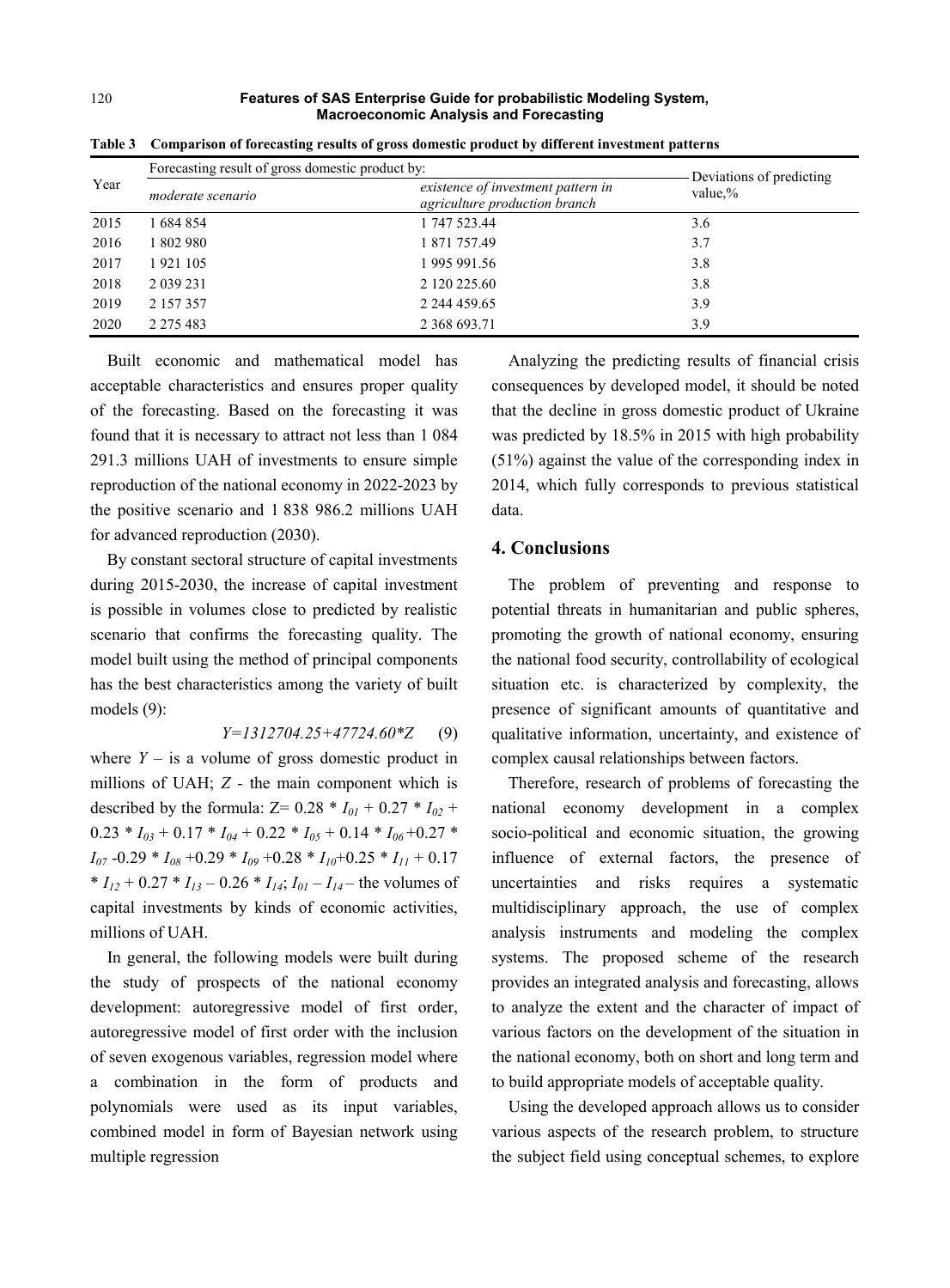**Table 3 Comparison of forecasting results of gross domestic product by different investment patterns**

| Year | Forecasting result of gross domestic product by: | | Deviations of predicting value,% |
|---|---|---|---|
| | *moderate scenario* | *existence of investment pattern in agriculture production branch* | |
| 2015 | 1 684 854 | 1 747 523.44 | 3.6 |
| 2016 | 1 802 980 | 1 871 757.49 | 3.7 |
| 2017 | 1 921 105 | 1 995 991.56 | 3.8 |
| 2018 | 2 039 231 | 2 120 225.60 | 3.8 |
| 2019 | 2 157 357 | 2 244 459.65 | 3.9 |
| 2020 | 2 275 483 | 2 368 693.71 | 3.9 |

Built economic and mathematical model has acceptable characteristics and ensures proper quality of the forecasting. Based on the forecasting it was found that it is necessary to attract not less than 1 084 291.3 millions UAH of investments to ensure simple reproduction of the national economy in 2022-2023 by the positive scenario and 1 838 986.2 millions UAH for advanced reproduction (2030).

By constant sectoral structure of capital investments during 2015-2030, the increase of capital investment is possible in volumes close to predicted by realistic scenario that confirms the forecasting quality. The model built using the method of principal components has the best characteristics among the variety of built models (9):

$$Y=1312704.25+47724.60*Z \qquad (9)$$

where $Y$ – is a volume of gross domestic product in millions of UAH; $Z$ - the main component which is described by the formula: $Z= 0.28 * I_{01} + 0.27 * I_{02} + 0.23 * I_{03} + 0.17 * I_{04} + 0.22 * I_{05} + 0.14 * I_{06} +0.27 * I_{07} -0.29 * I_{08} +0.29 * I_{09} +0.28 * I_{10}+0.25 * I_{11} + 0.17 * I_{12} + 0.27 * I_{13} – 0.26 * I_{14}$; $I_{01} – I_{14}$ – the volumes of capital investments by kinds of economic activities, millions of UAH.

In general, the following models were built during the study of prospects of the national economy development: autoregressive model of first order, autoregressive model of first order with the inclusion of seven exogenous variables, regression model where a combination in the form of products and polynomials were used as its input variables, combined model in form of Bayesian network using multiple regression

Analyzing the predicting results of financial crisis consequences by developed model, it should be noted that the decline in gross domestic product of Ukraine was predicted by 18.5% in 2015 with high probability (51%) against the value of the corresponding index in 2014, which fully corresponds to previous statistical data.

## 4. Conclusions

The problem of preventing and response to potential threats in humanitarian and public spheres, promoting the growth of national economy, ensuring the national food security, controllability of ecological situation etc. is characterized by complexity, the presence of significant amounts of quantitative and qualitative information, uncertainty, and existence of complex causal relationships between factors.

Therefore, research of problems of forecasting the national economy development in a complex socio-political and economic situation, the growing influence of external factors, the presence of uncertainties and risks requires a systematic multidisciplinary approach, the use of complex analysis instruments and modeling the complex systems. The proposed scheme of the research provides an integrated analysis and forecasting, allows to analyze the extent and the character of impact of various factors on the development of the situation in the national economy, both on short and long term and to build appropriate models of acceptable quality.

Using the developed approach allows us to consider various aspects of the research problem, to structure the subject field using conceptual schemes, to explore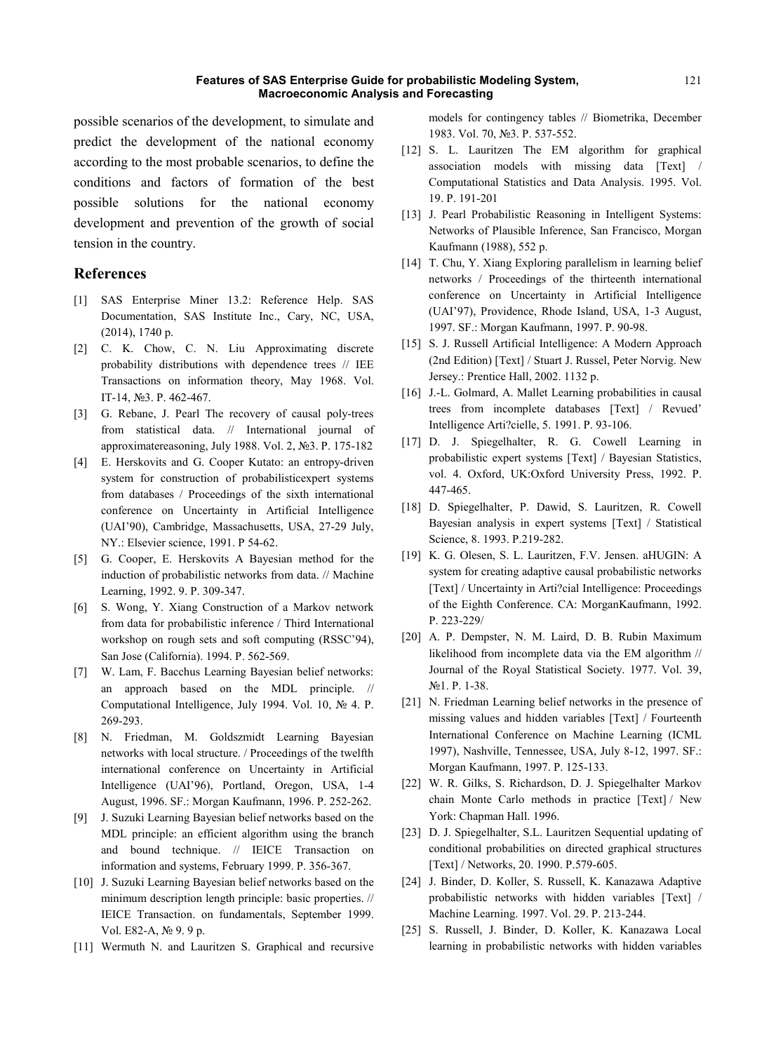possible scenarios of the development, to simulate and predict the development of the national economy according to the most probable scenarios, to define the conditions and factors of formation of the best possible solutions for the national economy development and prevention of the growth of social tension in the country.

## References

[1] SAS Enterprise Miner 13.2: Reference Help. SAS Documentation, SAS Institute Inc., Cary, NC, USA, (2014), 1740 p.

[2] C. K. Chow, C. N. Liu Approximating discrete probability distributions with dependence trees // IEE Transactions on information theory, May 1968. Vol. IT-14, №3. P. 462-467.

[3] G. Rebane, J. Pearl The recovery of causal poly-trees from statistical data. // International journal of approximatereasoning, July 1988. Vol. 2, №3. P. 175-182

[4] E. Herskovits and G. Cooper Kutato: an entropy-driven system for construction of probabilisticexpert systems from databases / Proceedings of the sixth international conference on Uncertainty in Artificial Intelligence (UAI'90), Cambridge, Massachusetts, USA, 27-29 July, NY.: Elsevier science, 1991. P 54-62.

[5] G. Cooper, E. Herskovits A Bayesian method for the induction of probabilistic networks from data. // Machine Learning, 1992. 9. P. 309-347.

[6] S. Wong, Y. Xiang Construction of a Markov network from data for probabilistic inference / Third International workshop on rough sets and soft computing (RSSC'94), San Jose (California). 1994. P. 562-569.

[7] W. Lam, F. Bacchus Learning Bayesian belief networks: an approach based on the MDL principle. // Computational Intelligence, July 1994. Vol. 10, № 4. P. 269-293.

[8] N. Friedman, M. Goldszmidt Learning Bayesian networks with local structure. / Proceedings of the twelfth international conference on Uncertainty in Artificial Intelligence (UAI'96), Portland, Oregon, USA, 1-4 August, 1996. SF.: Morgan Kaufmann, 1996. P. 252-262.

[9] J. Suzuki Learning Bayesian belief networks based on the MDL principle: an efficient algorithm using the branch and bound technique. // IEICE Transaction on information and systems, February 1999. P. 356-367.

[10] J. Suzuki Learning Bayesian belief networks based on the minimum description length principle: basic properties. // IEICE Transaction. on fundamentals, September 1999. Vol. E82-A, № 9. 9 p.

[11] Wermuth N. and Lauritzen S. Graphical and recursive models for contingency tables // Biometrika, December 1983. Vol. 70, №3. P. 537-552.

[12] S. L. Lauritzen The EM algorithm for graphical association models with missing data [Text] / Computational Statistics and Data Analysis. 1995. Vol. 19. P. 191-201

[13] J. Pearl Probabilistic Reasoning in Intelligent Systems: Networks of Plausible Inference, San Francisco, Morgan Kaufmann (1988), 552 p.

[14] T. Chu, Y. Xiang Exploring parallelism in learning belief networks / Proceedings of the thirteenth international conference on Uncertainty in Artificial Intelligence (UAI'97), Providence, Rhode Island, USA, 1-3 August, 1997. SF.: Morgan Kaufmann, 1997. P. 90-98.

[15] S. J. Russell Artificial Intelligence: A Modern Approach (2nd Edition) [Text] / Stuart J. Russel, Peter Norvig. New Jersey.: Prentice Hall, 2002. 1132 p.

[16] J.-L. Golmard, A. Mallet Learning probabilities in causal trees from incomplete databases [Text] / Revued' Intelligence Arti?cielle, 5. 1991. P. 93-106.

[17] D. J. Spiegelhalter, R. G. Cowell Learning in probabilistic expert systems [Text] / Bayesian Statistics, vol. 4. Oxford, UK:Oxford University Press, 1992. P. 447-465.

[18] D. Spiegelhalter, P. Dawid, S. Lauritzen, R. Cowell Bayesian analysis in expert systems [Text] / Statistical Science, 8. 1993. P.219-282.

[19] K. G. Olesen, S. L. Lauritzen, F.V. Jensen. aHUGIN: A system for creating adaptive causal probabilistic networks [Text] / Uncertainty in Arti?cial Intelligence: Proceedings of the Eighth Conference. CA: MorganKaufmann, 1992. P. 223-229/

[20] A. P. Dempster, N. M. Laird, D. B. Rubin Maximum likelihood from incomplete data via the EM algorithm // Journal of the Royal Statistical Society. 1977. Vol. 39, №1. P. 1-38.

[21] N. Friedman Learning belief networks in the presence of missing values and hidden variables [Text] / Fourteenth International Conference on Machine Learning (ICML 1997), Nashville, Tennessee, USA, July 8-12, 1997. SF.: Morgan Kaufmann, 1997. P. 125-133.

[22] W. R. Gilks, S. Richardson, D. J. Spiegelhalter Markov chain Monte Carlo methods in practice [Text] / New York: Chapman Hall. 1996.

[23] D. J. Spiegelhalter, S.L. Lauritzen Sequential updating of conditional probabilities on directed graphical structures [Text] / Networks, 20. 1990. P.579-605.

[24] J. Binder, D. Koller, S. Russell, K. Kanazawa Adaptive probabilistic networks with hidden variables [Text] / Machine Learning. 1997. Vol. 29. P. 213-244.

[25] S. Russell, J. Binder, D. Koller, K. Kanazawa Local learning in probabilistic networks with hidden variables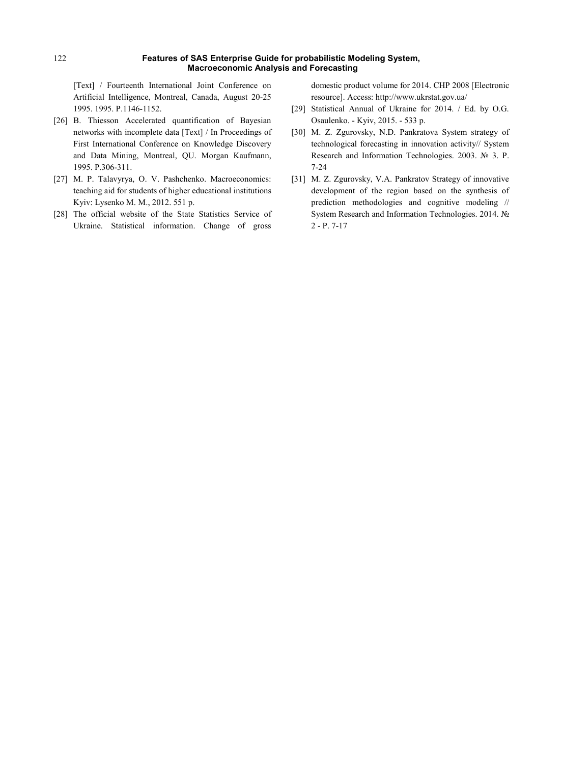[Text] / Fourteenth International Joint Conference on Artificial Intelligence, Montreal, Canada, August 20-25 1995. 1995. P.1146-1152.

[26] B. Thiesson Accelerated quantification of Bayesian networks with incomplete data [Text] / In Proceedings of First International Conference on Knowledge Discovery and Data Mining, Montreal, QU. Morgan Kaufmann, 1995. P.306-311.

[27] M. P. Talavyrya, O. V. Pashchenko. Macroeconomics: teaching aid for students of higher educational institutions Kyiv: Lysenko M. M., 2012. 551 p.

[28] The official website of the State Statistics Service of Ukraine. Statistical information. Change of gross domestic product volume for 2014. CHP 2008 [Electronic resource]. Access: http://www.ukrstat.gov.ua/

[29] Statistical Annual of Ukraine for 2014. / Ed. by O.G. Osaulenko. - Kyiv, 2015. - 533 p.

[30] M. Z. Zgurovsky, N.D. Pankratova System strategy of technological forecasting in innovation activity// System Research and Information Technologies. 2003. № 3. P. 7-24

[31] M. Z. Zgurovsky, V.A. Pankratov Strategy of innovative development of the region based on the synthesis of prediction methodologies and cognitive modeling // System Research and Information Technologies. 2014. № 2 - P. 7-17